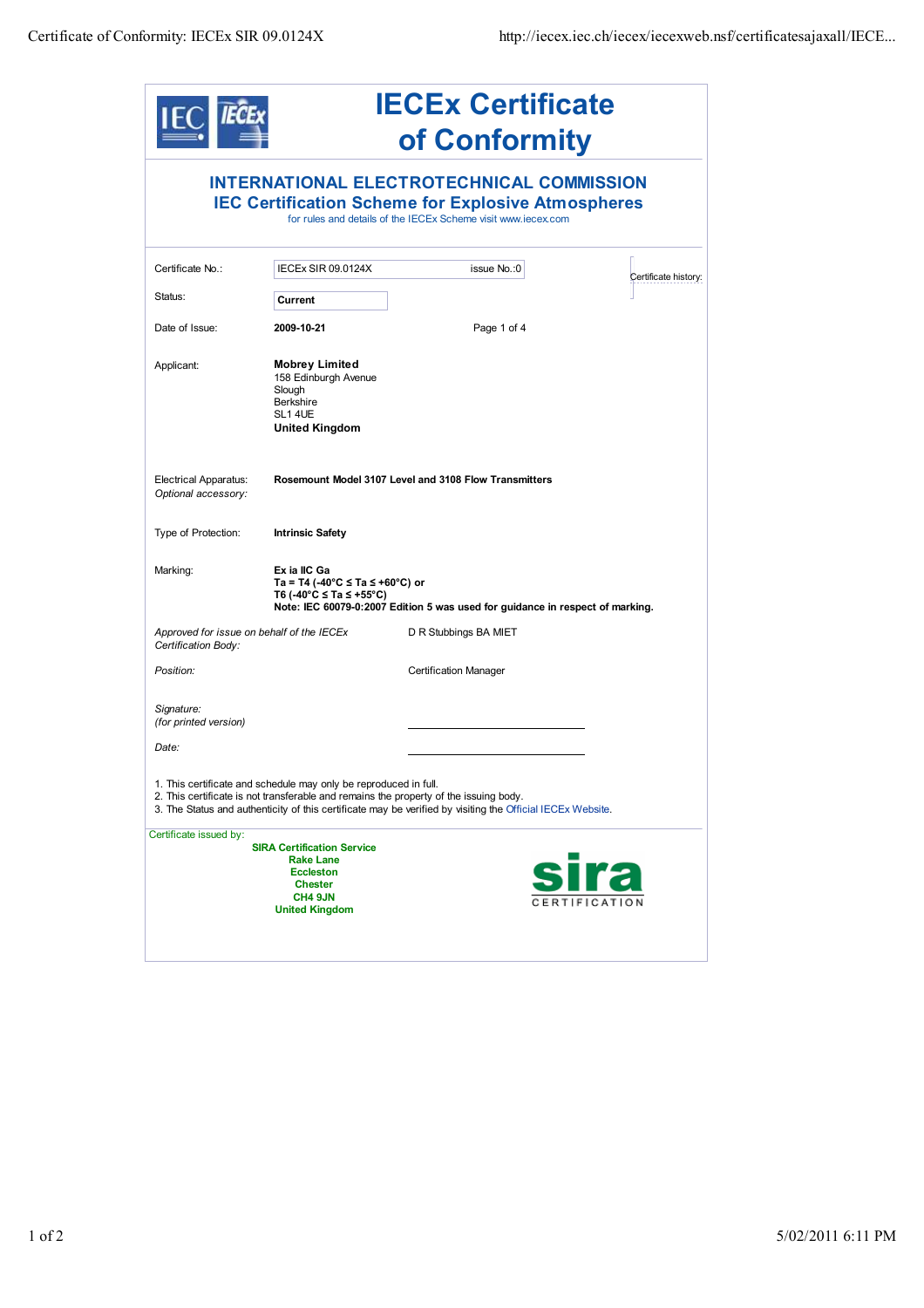# IECEx Certificate of Conformity

## INTERNATIONAL ELECTROTECHNICAL COMMISSION
## IEC Certification Scheme for Explosive Atmospheres

for rules and details of the IECEx Scheme visit www.iecex.com

| | | |
|---|---|---|
| Certificate No.: | IECEx SIR 09.0124X | issue No.:0 |
| Status: | **Current** | |
| Date of Issue: | **2009-10-21** | Page 1 of 4 |

Certificate history:

Applicant:
**Mobrey Limited**
158 Edinburgh Avenue
Slough
Berkshire
SL1 4UE
**United Kingdom**

Electrical Apparatus: **Rosemount Model 3107 Level and 3108 Flow Transmitters**
*Optional accessory:*

Type of Protection: **Intrinsic Safety**

Marking:
**Ex ia IIC Ga**
**Ta = T4 (-40°C ≤ Ta ≤ +60°C) or**
**T6 (-40°C ≤ Ta ≤ +55°C)**
**Note: IEC 60079-0:2007 Edition 5 was used for guidance in respect of marking.**

*Approved for issue on behalf of the IECEx Certification Body:* D R Stubbings BA MIET

*Position:* Certification Manager

*Signature:*
*(for printed version)*

*Date:*

1. This certificate and schedule may only be reproduced in full.
2. This certificate is not transferable and remains the property of the issuing body.
3. The Status and authenticity of this certificate may be verified by visiting the Official IECEx Website.

Certificate issued by:

**SIRA Certification Service**
**Rake Lane**
**Eccleston**
**Chester**
**CH4 9JN**
**United Kingdom**

sira CERTIFICATION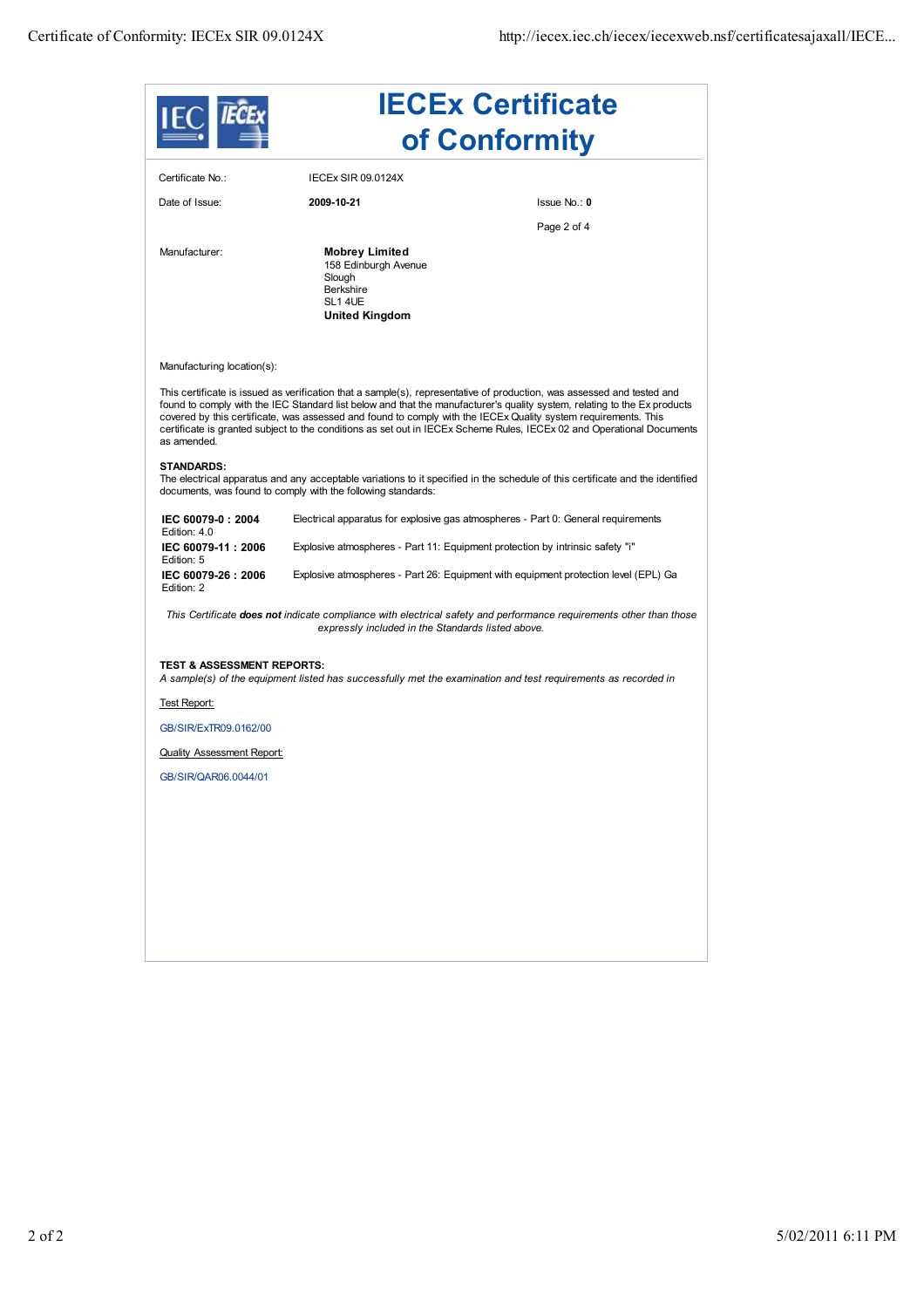# IECEx Certificate of Conformity

| | | |
|---|---|---|
| Certificate No.: | IECEx SIR 09.0124X | |
| Date of Issue: | **2009-10-21** | Issue No.: **0** |
| | | Page 2 of 4 |

Manufacturer: **Mobrey Limited**
158 Edinburgh Avenue
Slough
Berkshire
SL1 4UE
**United Kingdom**

Manufacturing location(s):

This certificate is issued as verification that a sample(s), representative of production, was assessed and tested and found to comply with the IEC Standard list below and that the manufacturer's quality system, relating to the Ex products covered by this certificate, was assessed and found to comply with the IECEx Quality system requirements. This certificate is granted subject to the conditions as set out in IECEx Scheme Rules, IECEx 02 and Operational Documents as amended.

**STANDARDS:**
The electrical apparatus and any acceptable variations to it specified in the schedule of this certificate and the identified documents, was found to comply with the following standards:

| | |
|---|---|
| **IEC 60079-0 : 2004** Edition: 4.0 | Electrical apparatus for explosive gas atmospheres - Part 0: General requirements |
| **IEC 60079-11 : 2006** Edition: 5 | Explosive atmospheres - Part 11: Equipment protection by intrinsic safety "i" |
| **IEC 60079-26 : 2006** Edition: 2 | Explosive atmospheres - Part 26: Equipment with equipment protection level (EPL) Ga |

*This Certificate **does not** indicate compliance with electrical safety and performance requirements other than those expressly included in the Standards listed above.*

**TEST & ASSESSMENT REPORTS:**
*A sample(s) of the equipment listed has successfully met the examination and test requirements as recorded in*

Test Report:

GB/SIR/ExTR09.0162/00

Quality Assessment Report:

GB/SIR/QAR06.0044/01